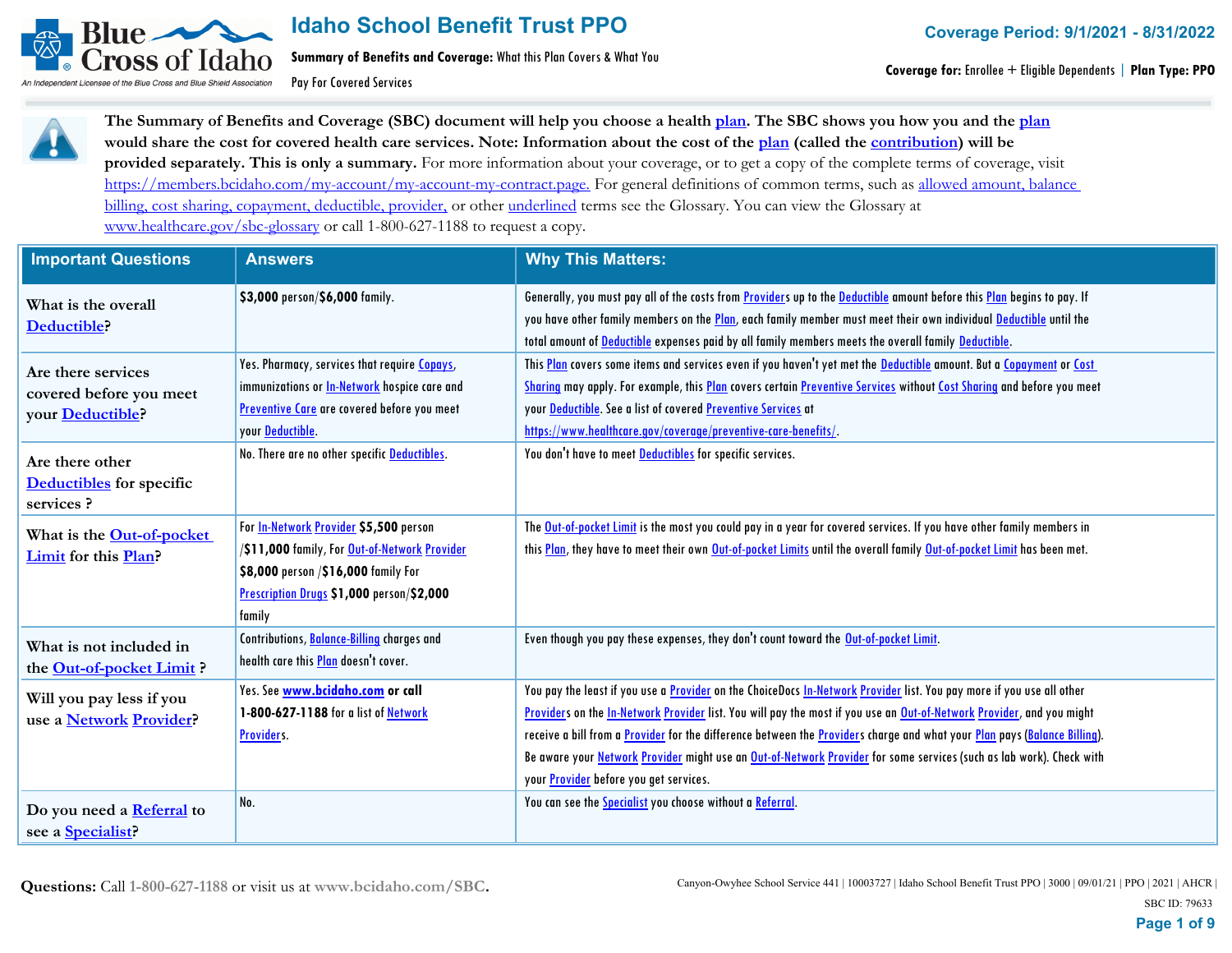# Idaho School Benefit Trust PPO

**Summary of Benefits and Coverage:** What this Plan Covers & What You Pay For Covered Services

**Coverage Period: 9/1/2021 - 8/31/2022**

**Coverage for:** Enrollee + Eligible Dependents | **Plan Type: PPO**

**The Summary of Benefits and Coverage (SBC) document will help you choose a health plan. The SBC shows you how you and the plan would share the cost for covered health care services. Note: Information about the cost of the plan (called the contribution) will be provided separately. This is only a summary.** For more information about your coverage, or to get a copy of the complete terms of coverage, visit https://members.bcidaho.com/my-account/my-account-my-contract.page. For general definitions of common terms, such as allowed amount, balance billing, cost sharing, copayment, deductible, provider, or other underlined terms see the Glossary. You can view the Glossary at www.healthcare.gov/sbc-glossary or call 1-800-627-1188 to request a copy.

| Important Questions | Answers | Why This Matters: |
|---|---|---|
| What is the overall Deductible? | **$3,000** person/**$6,000** family. | Generally, you must pay all of the costs from Providers up to the Deductible amount before this Plan begins to pay. If you have other family members on the Plan, each family member must meet their own individual Deductible until the total amount of Deductible expenses paid by all family members meets the overall family Deductible. |
| Are there services covered before you meet your Deductible? | Yes. Pharmacy, services that require Copays, immunizations or In-Network hospice care and Preventive Care are covered before you meet your Deductible. | This Plan covers some items and services even if you haven't yet met the Deductible amount. But a Copayment or Cost Sharing may apply. For example, this Plan covers certain Preventive Services without Cost Sharing and before you meet your Deductible. See a list of covered Preventive Services at https://www.healthcare.gov/coverage/preventive-care-benefits/. |
| Are there other Deductibles for specific services ? | No. There are no other specific Deductibles. | You don't have to meet Deductibles for specific services. |
| What is the Out-of-pocket Limit for this Plan? | For In-Network Provider **$5,500** person /**$11,000** family, For Out-of-Network Provider **$8,000** person /**$16,000** family For Prescription Drugs **$1,000** person/**$2,000** family | The Out-of-pocket Limit is the most you could pay in a year for covered services. If you have other family members in this Plan, they have to meet their own Out-of-pocket Limits until the overall family Out-of-pocket Limit has been met. |
| What is not included in the Out-of-pocket Limit ? | Contributions, Balance-Billing charges and health care this Plan doesn't cover. | Even though you pay these expenses, they don't count toward the Out-of-pocket Limit. |
| Will you pay less if you use a Network Provider? | Yes. See **www.bcidaho.com or call 1-800-627-1188** for a list of Network Providers. | You pay the least if you use a Provider on the ChoiceDocs In-Network Provider list. You pay more if you use all other Providers on the In-Network Provider list. You will pay the most if you use an Out-of-Network Provider, and you might receive a bill from a Provider for the difference between the Providers charge and what your Plan pays (Balance Billing). Be aware your Network Provider might use an Out-of-Network Provider for some services (such as lab work). Check with your Provider before you get services. |
| Do you need a Referral to see a Specialist? | No. | You can see the Specialist you choose without a Referral. |

**Questions:** Call 1-800-627-1188 or visit us at **www.bcidaho.com/SBC.**

Canyon-Owyhee School Service 441 | 10003727 | Idaho School Benefit Trust PPO | 3000 | 09/01/21 | PPO | 2021 | AHCR | SBC ID: 79633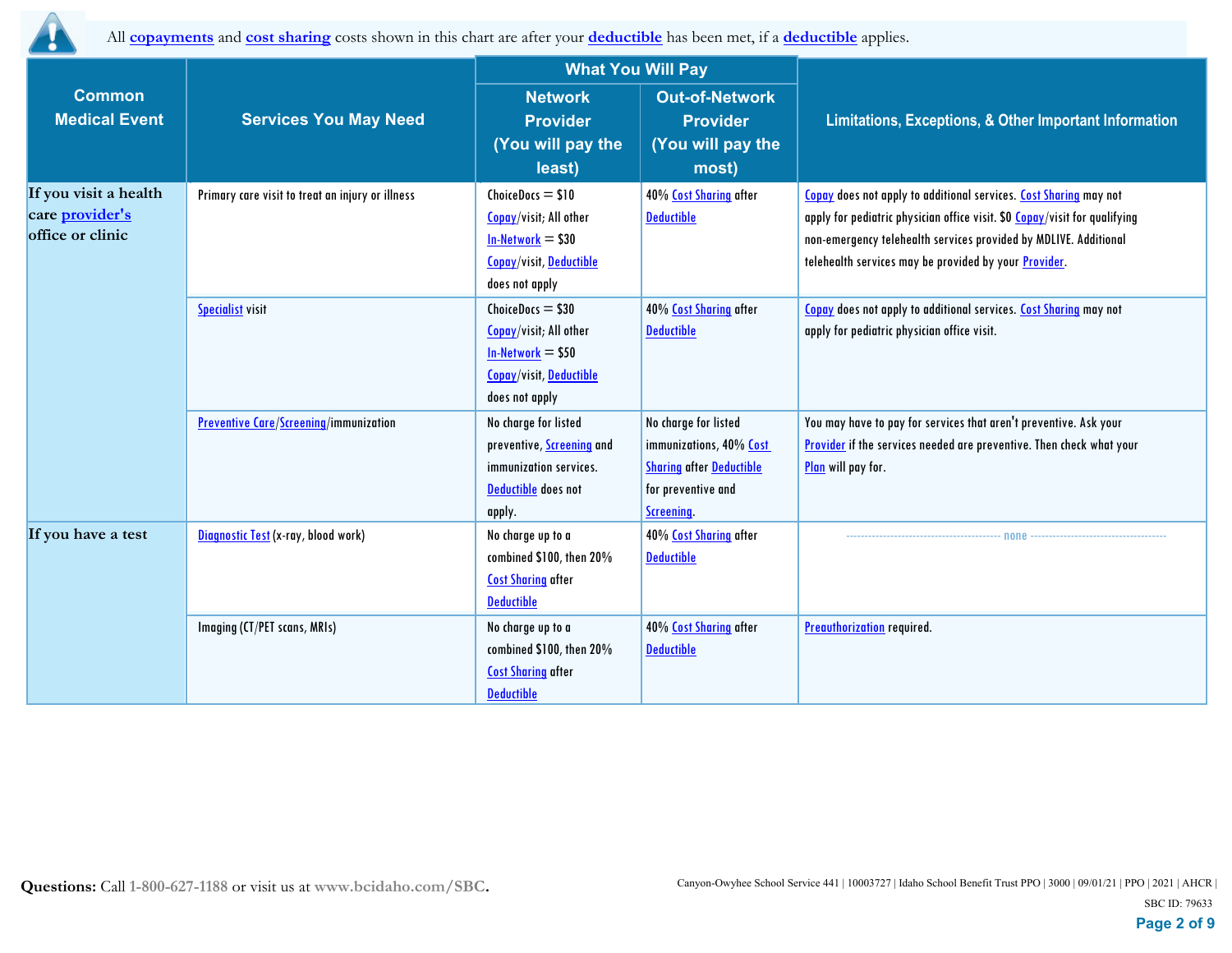All **copayments** and **cost sharing** costs shown in this chart are after your **deductible** has been met, if a **deductible** applies.

| Common Medical Event | Services You May Need | What You Will Pay | | Limitations, Exceptions, & Other Important Information |
|---|---|---|---|---|
| | | Network Provider (You will pay the least) | Out-of-Network Provider (You will pay the most) | |
| If you visit a health care provider's office or clinic | Primary care visit to treat an injury or illness | ChoiceDocs = $10 Copay/visit; All other In-Network = $30 Copay/visit, Deductible does not apply | 40% Cost Sharing after Deductible | Copay does not apply to additional services. Cost Sharing may not apply for pediatric physician office visit. $0 Copay/visit for qualifying non-emergency telehealth services provided by MDLIVE. Additional telehealth services may be provided by your Provider. |
| | Specialist visit | ChoiceDocs = $30 Copay/visit; All other In-Network = $50 Copay/visit, Deductible does not apply | 40% Cost Sharing after Deductible | Copay does not apply to additional services. Cost Sharing may not apply for pediatric physician office visit. |
| | Preventive Care/Screening/immunization | No charge for listed preventive, Screening and immunization services. Deductible does not apply. | No charge for listed immunizations, 40% Cost Sharing after Deductible for preventive and Screening. | You may have to pay for services that aren't preventive. Ask your Provider if the services needed are preventive. Then check what your Plan will pay for. |
| If you have a test | Diagnostic Test (x-ray, blood work) | No charge up to a combined $100, then 20% Cost Sharing after Deductible | 40% Cost Sharing after Deductible | none |
| | Imaging (CT/PET scans, MRIs) | No charge up to a combined $100, then 20% Cost Sharing after Deductible | 40% Cost Sharing after Deductible | Preauthorization required. |

**Questions:** Call 1-800-627-1188 or visit us at www.bcidaho.com/SBC.

Canyon-Owyhee School Service 441 | 10003727 | Idaho School Benefit Trust PPO | 3000 | 09/01/21 | PPO | 2021 | AHCR | SBC ID: 79633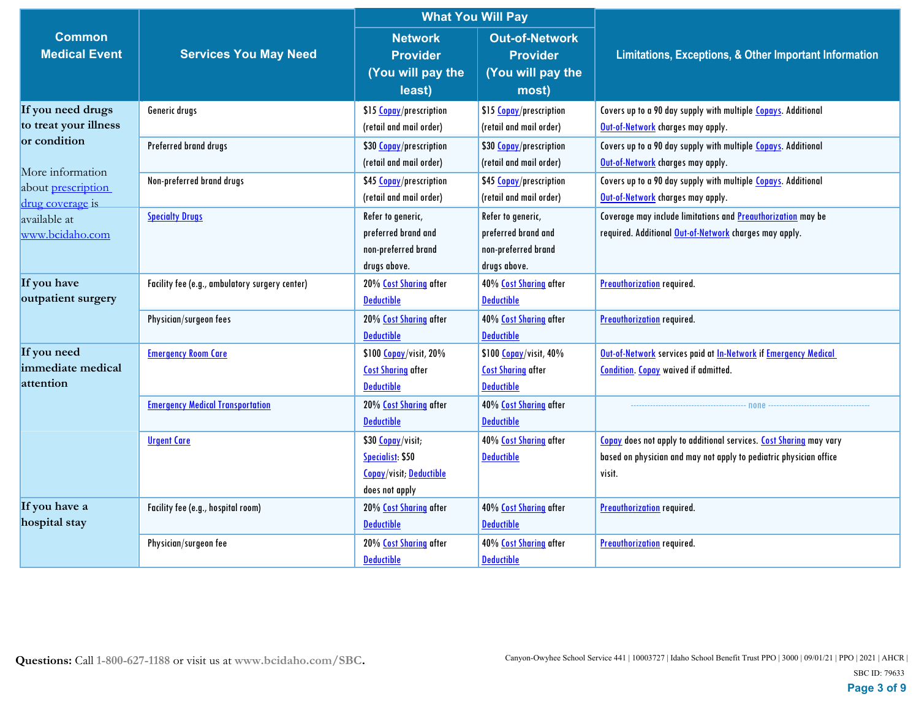| Common Medical Event | Services You May Need | What You Will Pay | | Limitations, Exceptions, & Other Important Information |
|---|---|---|---|---|
| | | Network Provider (You will pay the least) | Out-of-Network Provider (You will pay the most) | |
| **If you need drugs to treat your illness or condition** More information about prescription drug coverage is available at www.bcidaho.com | Generic drugs | $15 Copay/prescription (retail and mail order) | $15 Copay/prescription (retail and mail order) | Covers up to a 90 day supply with multiple Copays. Additional Out-of-Network charges may apply. |
| | Preferred brand drugs | $30 Copay/prescription (retail and mail order) | $30 Copay/prescription (retail and mail order) | Covers up to a 90 day supply with multiple Copays. Additional Out-of-Network charges may apply. |
| | Non-preferred brand drugs | $45 Copay/prescription (retail and mail order) | $45 Copay/prescription (retail and mail order) | Covers up to a 90 day supply with multiple Copays. Additional Out-of-Network charges may apply. |
| | Specialty Drugs | Refer to generic, preferred brand and non-preferred brand drugs above. | Refer to generic, preferred brand and non-preferred brand drugs above. | Coverage may include limitations and Preauthorization may be required. Additional Out-of-Network charges may apply. |
| **If you have outpatient surgery** | Facility fee (e.g., ambulatory surgery center) | 20% Cost Sharing after Deductible | 40% Cost Sharing after Deductible | Preauthorization required. |
| | Physician/surgeon fees | 20% Cost Sharing after Deductible | 40% Cost Sharing after Deductible | Preauthorization required. |
| **If you need immediate medical attention** | Emergency Room Care | $100 Copay/visit, 20% Cost Sharing after Deductible | $100 Copay/visit, 40% Cost Sharing after Deductible | Out-of-Network services paid at In-Network if Emergency Medical Condition. Copay waived if admitted. |
| | Emergency Medical Transportation | 20% Cost Sharing after Deductible | 40% Cost Sharing after Deductible | none |
| | Urgent Care | $30 Copay/visit; Specialist: $50 Copay/visit; Deductible does not apply | 40% Cost Sharing after Deductible | Copay does not apply to additional services. Cost Sharing may vary based on physician and may not apply to pediatric physician office visit. |
| **If you have a hospital stay** | Facility fee (e.g., hospital room) | 20% Cost Sharing after Deductible | 40% Cost Sharing after Deductible | Preauthorization required. |
| | Physician/surgeon fee | 20% Cost Sharing after Deductible | 40% Cost Sharing after Deductible | Preauthorization required. |

**Questions:** Call 1-800-627-1188 or visit us at **www.bcidaho.com/SBC.**

Canyon-Owyhee School Service 441 | 10003727 | Idaho School Benefit Trust PPO | 3000 | 09/01/21 | PPO | 2021 | AHCR |
SBC ID: 79633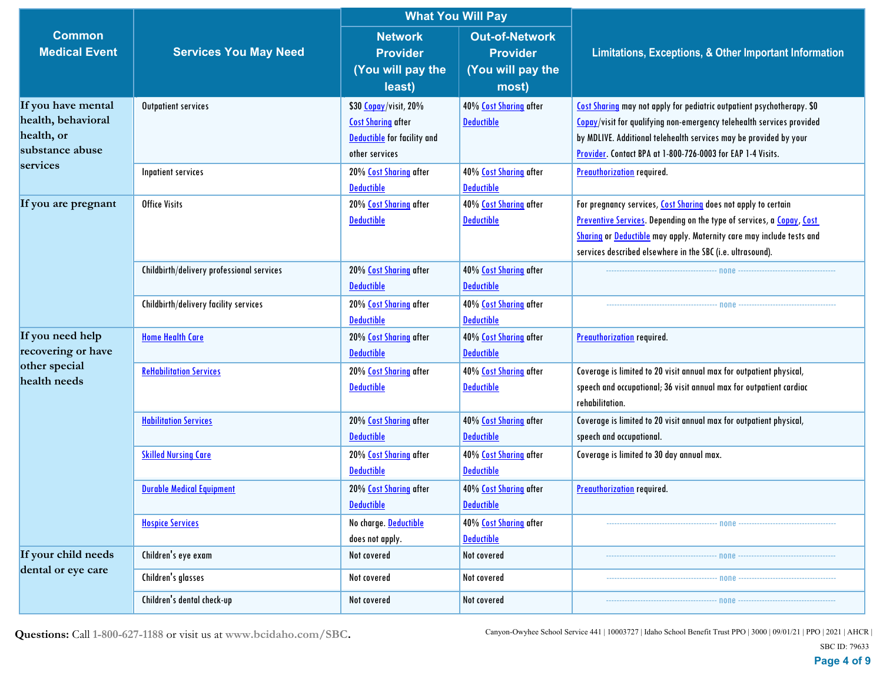| Common Medical Event | Services You May Need | What You Will Pay | | Limitations, Exceptions, & Other Important Information |
|---|---|---|---|---|
| | | Network Provider (You will pay the least) | Out-of-Network Provider (You will pay the most) | |
| If you have mental health, behavioral health, or substance abuse services | Outpatient services | $30 Copay/visit, 20% Cost Sharing after Deductible for facility and other services | 40% Cost Sharing after Deductible | Cost Sharing may not apply for pediatric outpatient psychotherapy. $0 Copay/visit for qualifying non-emergency telehealth services provided by MDLIVE. Additional telehealth services may be provided by your Provider. Contact BPA at 1-800-726-0003 for EAP 1-4 Visits. |
| | Inpatient services | 20% Cost Sharing after Deductible | 40% Cost Sharing after Deductible | Preauthorization required. |
| If you are pregnant | Office Visits | 20% Cost Sharing after Deductible | 40% Cost Sharing after Deductible | For pregnancy services, Cost Sharing does not apply to certain Preventive Services. Depending on the type of services, a Copay, Cost Sharing or Deductible may apply. Maternity care may include tests and services described elsewhere in the SBC (i.e. ultrasound). |
| | Childbirth/delivery professional services | 20% Cost Sharing after Deductible | 40% Cost Sharing after Deductible | none |
| | Childbirth/delivery facility services | 20% Cost Sharing after Deductible | 40% Cost Sharing after Deductible | none |
| If you need help recovering or have other special health needs | Home Health Care | 20% Cost Sharing after Deductible | 40% Cost Sharing after Deductible | Preauthorization required. |
| | ReHabilitation Services | 20% Cost Sharing after Deductible | 40% Cost Sharing after Deductible | Coverage is limited to 20 visit annual max for outpatient physical, speech and occupational; 36 visit annual max for outpatient cardiac rehabilitation. |
| | Habilitation Services | 20% Cost Sharing after Deductible | 40% Cost Sharing after Deductible | Coverage is limited to 20 visit annual max for outpatient physical, speech and occupational. |
| | Skilled Nursing Care | 20% Cost Sharing after Deductible | 40% Cost Sharing after Deductible | Coverage is limited to 30 day annual max. |
| | Durable Medical Equipment | 20% Cost Sharing after Deductible | 40% Cost Sharing after Deductible | Preauthorization required. |
| | Hospice Services | No charge. Deductible does not apply. | 40% Cost Sharing after Deductible | none |
| If your child needs dental or eye care | Children's eye exam | Not covered | Not covered | none |
| | Children's glasses | Not covered | Not covered | none |
| | Children's dental check-up | Not covered | Not covered | none |

**Questions:** Call 1-800-627-1188 or visit us at **www.bcidaho.com/SBC.**

Canyon-Owyhee School Service 441 | 10003727 | Idaho School Benefit Trust PPO | 3000 | 09/01/21 | PPO | 2021 | AHCR |
SBC ID: 79633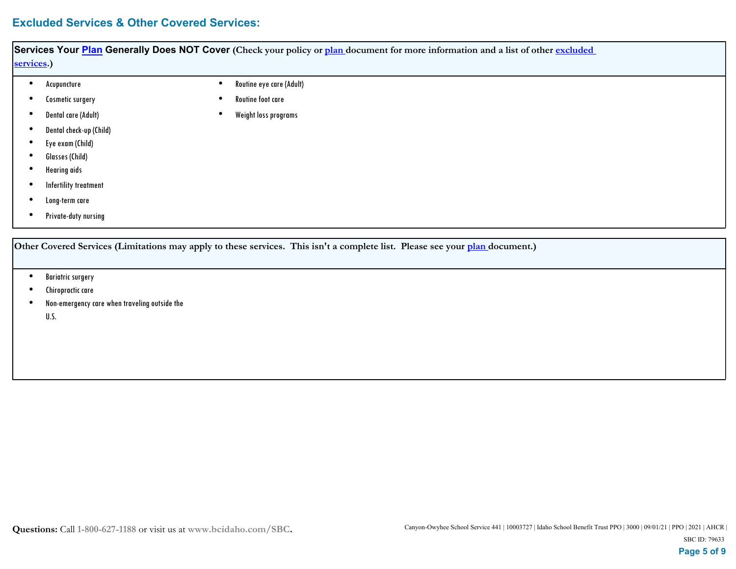## Excluded Services & Other Covered Services:

**Services Your Plan Generally Does NOT Cover** (Check your policy or plan document for more information and a list of other excluded services.)

- Acupuncture
- Cosmetic surgery
- Dental care (Adult)
- Dental check-up (Child)
- Eye exam (Child)
- Glasses (Child)
- Hearing aids
- Infertility treatment
- Long-term care
- Private-duty nursing
- Routine eye care (Adult)
- Routine foot care
- Weight loss programs

**Other Covered Services (Limitations may apply to these services. This isn't a complete list. Please see your plan document.)**

- Bariatric surgery
- Chiropractic care
- Non-emergency care when traveling outside the U.S.

**Questions:** Call 1-800-627-1188 or visit us at **www.bcidaho.com/SBC.**

Canyon-Owyhee School Service 441 | 10003727 | Idaho School Benefit Trust PPO | 3000 | 09/01/21 | PPO | 2021 | AHCR |
SBC ID: 79633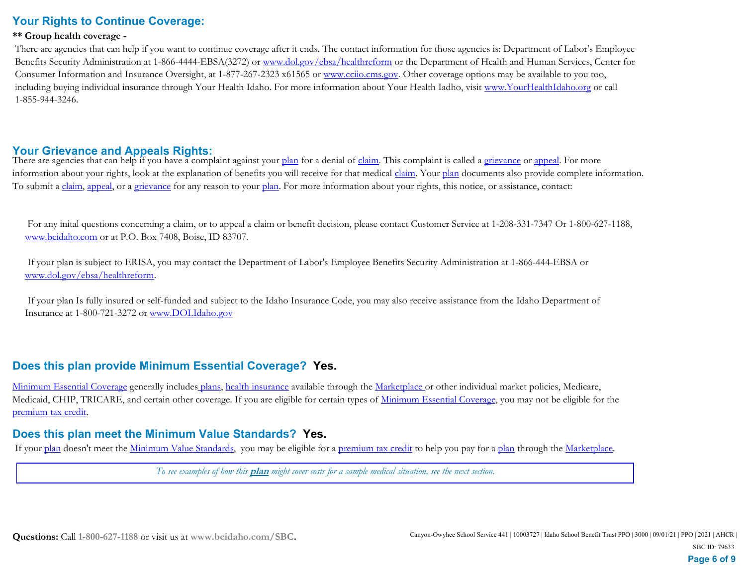## Your Rights to Continue Coverage:

**\*\* Group health coverage -**

There are agencies that can help if you want to continue coverage after it ends. The contact information for those agencies is: Department of Labor's Employee Benefits Security Administration at 1-866-4444-EBSA(3272) or www.dol.gov/ebsa/healthreform or the Department of Health and Human Services, Center for Consumer Information and Insurance Oversight, at 1-877-267-2323 x61565 or www.cciio.cms.gov. Other coverage options may be available to you too, including buying individual insurance through Your Health Idaho. For more information about Your Health Iadho, visit www.YourHealthIdaho.org or call 1-855-944-3246.

## Your Grievance and Appeals Rights:

There are agencies that can help if you have a complaint against your plan for a denial of claim. This complaint is called a grievance or appeal. For more information about your rights, look at the explanation of benefits you will receive for that medical claim. Your plan documents also provide complete information. To submit a claim, appeal, or a grievance for any reason to your plan. For more information about your rights, this notice, or assistance, contact:

For any inital questions concerning a claim, or to appeal a claim or benefit decision, please contact Customer Service at 1-208-331-7347 Or 1-800-627-1188, www.bcidaho.com or at P.O. Box 7408, Boise, ID 83707.

If your plan is subject to ERISA, you may contact the Department of Labor's Employee Benefits Security Administration at 1-866-444-EBSA or www.dol.gov/ebsa/healthreform.

If your plan Is fully insured or self-funded and subject to the Idaho Insurance Code, you may also receive assistance from the Idaho Department of Insurance at 1-800-721-3272 or www.DOI.Idaho.gov

## Does this plan provide Minimum Essential Coverage? Yes.

Minimum Essential Coverage generally includes plans, health insurance available through the Marketplace or other individual market policies, Medicare, Medicaid, CHIP, TRICARE, and certain other coverage. If you are eligible for certain types of Minimum Essential Coverage, you may not be eligible for the premium tax credit.

## Does this plan meet the Minimum Value Standards? Yes.

If your plan doesn't meet the Minimum Value Standards, you may be eligible for a premium tax credit to help you pay for a plan through the Marketplace.

*To see examples of how this **plan** might cover costs for a sample medical situation, see the next section.*

**Questions:** Call **1-800-627-1188** or visit us at **www.bcidaho.com/SBC.**

Canyon-Owyhee School Service 441 | 10003727 | Idaho School Benefit Trust PPO | 3000 | 09/01/21 | PPO | 2021 | AHCR | SBC ID: 79633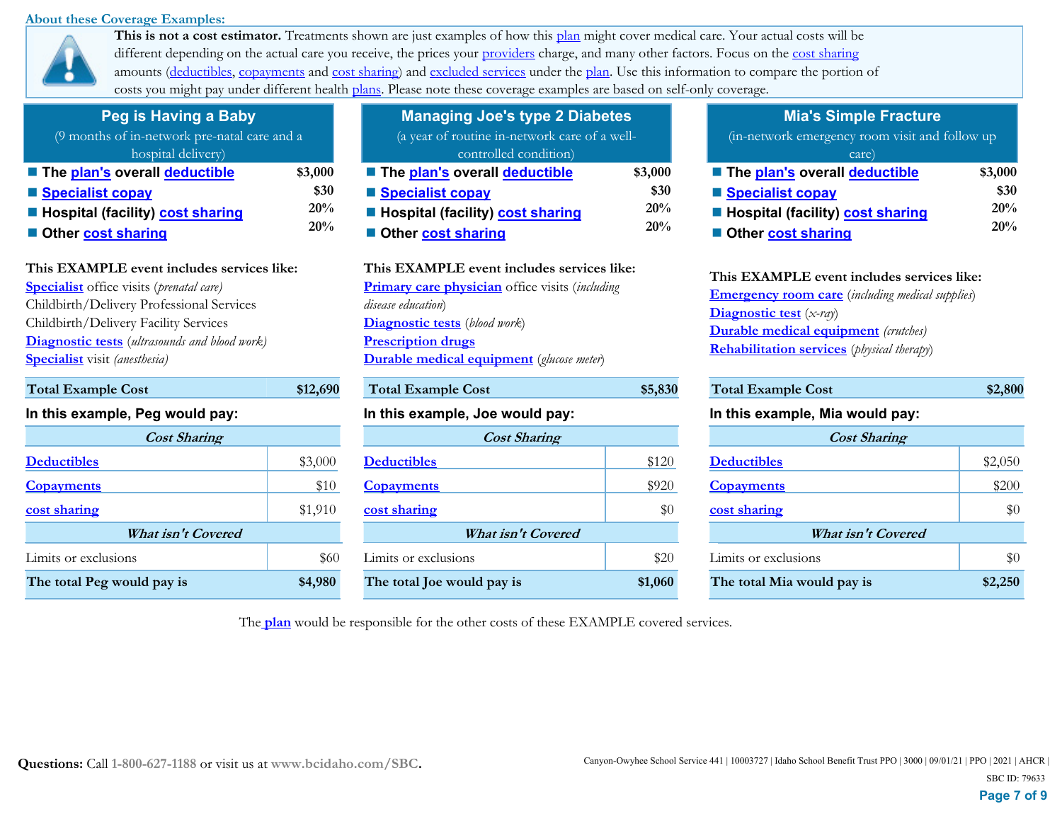## About these Coverage Examples:

**This is not a cost estimator.** Treatments shown are just examples of how this plan might cover medical care. Your actual costs will be different depending on the actual care you receive, the prices your providers charge, and many other factors. Focus on the cost sharing amounts (deductibles, copayments and cost sharing) and excluded services under the plan. Use this information to compare the portion of costs you might pay under different health plans. Please note these coverage examples are based on self-only coverage.

### Peg is Having a Baby

(9 months of in-network pre-natal care and a hospital delivery)

- **The plan's overall deductible** $3,000
- **Specialist copay** $30
- **Hospital (facility) cost sharing** 20%
- **Other cost sharing** 20%

**This EXAMPLE event includes services like:**

Specialist office visits (*prenatal care*)
Childbirth/Delivery Professional Services
Childbirth/Delivery Facility Services
Diagnostic tests (*ultrasounds and blood work*)
Specialist visit (*anesthesia*)

| **Total Example Cost** | **$12,690** |
|---|---|

**In this example, Peg would pay:**

| *Cost Sharing* | |
|---|---|
| Deductibles | $3,000 |
| Copayments | $10 |
| cost sharing | $1,910 |
| ***What isn't Covered*** | |
| Limits or exclusions | $60 |
| **The total Peg would pay is** | **$4,980** |

### Managing Joe's type 2 Diabetes

(a year of routine in-network care of a well-controlled condition)

- **The plan's overall deductible** $3,000
- **Specialist copay** $30
- **Hospital (facility) cost sharing** 20%
- **Other cost sharing** 20%

**This EXAMPLE event includes services like:**

Primary care physician office visits (*including disease education*)
Diagnostic tests (*blood work*)
Prescription drugs
Durable medical equipment (*glucose meter*)

| **Total Example Cost** | **$5,830** |
|---|---|

**In this example, Joe would pay:**

| *Cost Sharing* | |
|---|---|
| Deductibles | $120 |
| Copayments | $920 |
| cost sharing | $0 |
| ***What isn't Covered*** | |
| Limits or exclusions | $20 |
| **The total Joe would pay is** | **$1,060** |

### Mia's Simple Fracture

(in-network emergency room visit and follow up care)

- **The plan's overall deductible** $3,000
- **Specialist copay** $30
- **Hospital (facility) cost sharing** 20%
- **Other cost sharing** 20%

**This EXAMPLE event includes services like:**

Emergency room care (*including medical supplies*)
Diagnostic test (*x-ray*)
Durable medical equipment (*crutches*)
Rehabilitation services (*physical therapy*)

| **Total Example Cost** | **$2,800** |
|---|---|

**In this example, Mia would pay:**

| *Cost Sharing* | |
|---|---|
| Deductibles | $2,050 |
| Copayments | $200 |
| cost sharing | $0 |
| ***What isn't Covered*** | |
| Limits or exclusions | $0 |
| **The total Mia would pay is** | **$2,250** |

The plan would be responsible for the other costs of these EXAMPLE covered services.

**Questions:** Call 1-800-627-1188 or visit us at **www.bcidaho.com/SBC.**

Canyon-Owyhee School Service 441 | 10003727 | Idaho School Benefit Trust PPO | 3000 | 09/01/21 | PPO | 2021 | AHCR |
SBC ID: 79633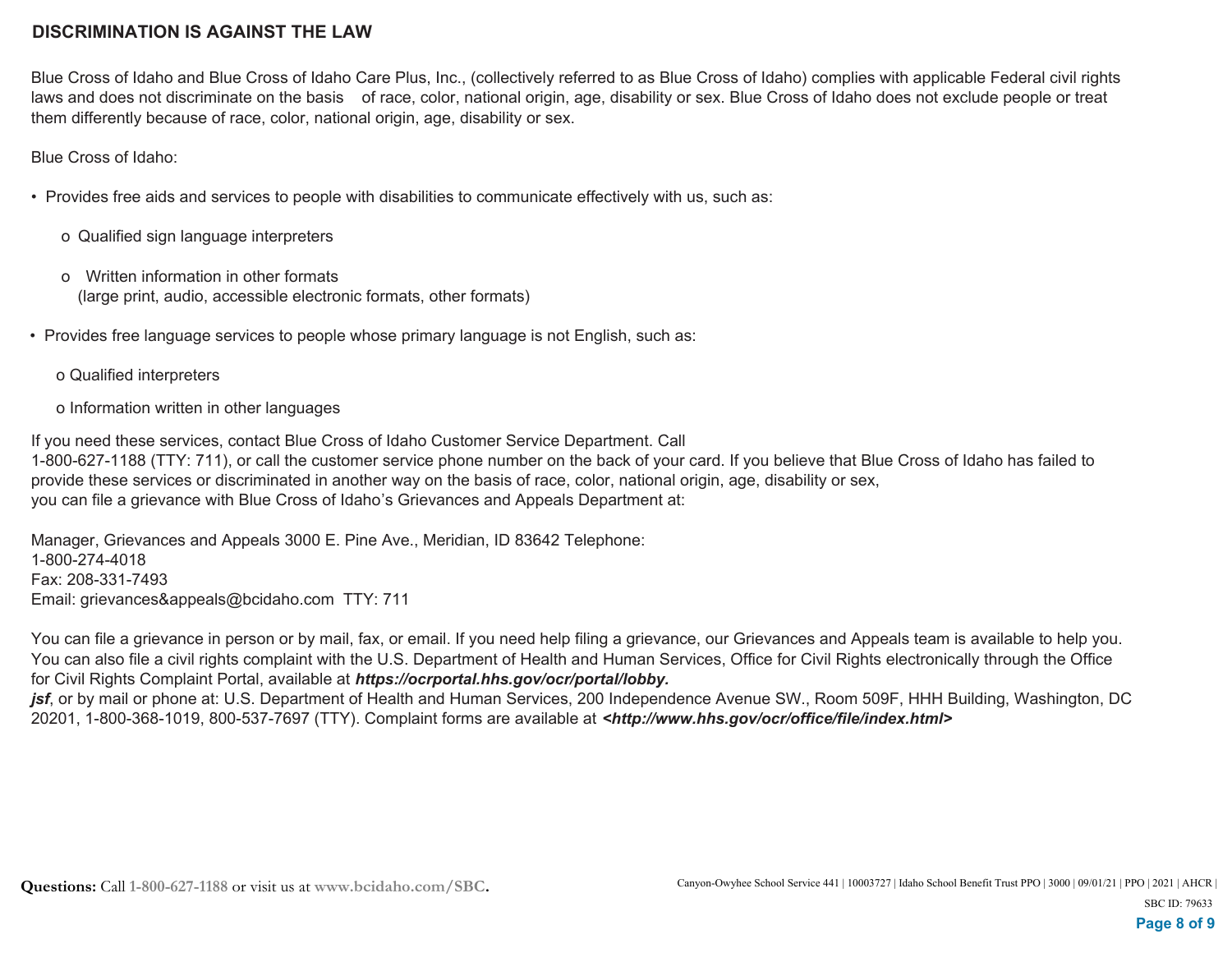## DISCRIMINATION IS AGAINST THE LAW

Blue Cross of Idaho and Blue Cross of Idaho Care Plus, Inc., (collectively referred to as Blue Cross of Idaho) complies with applicable Federal civil rights laws and does not discriminate on the basis of race, color, national origin, age, disability or sex. Blue Cross of Idaho does not exclude people or treat them differently because of race, color, national origin, age, disability or sex.

Blue Cross of Idaho:

- Provides free aids and services to people with disabilities to communicate effectively with us, such as:
  - Qualified sign language interpreters
  - Written information in other formats (large print, audio, accessible electronic formats, other formats)
- Provides free language services to people whose primary language is not English, such as:
  - Qualified interpreters
  - Information written in other languages

If you need these services, contact Blue Cross of Idaho Customer Service Department. Call 1-800-627-1188 (TTY: 711), or call the customer service phone number on the back of your card. If you believe that Blue Cross of Idaho has failed to provide these services or discriminated in another way on the basis of race, color, national origin, age, disability or sex, you can file a grievance with Blue Cross of Idaho's Grievances and Appeals Department at:

Manager, Grievances and Appeals 3000 E. Pine Ave., Meridian, ID 83642 Telephone:
1-800-274-4018
Fax: 208-331-7493
Email: grievances&appeals@bcidaho.com TTY: 711

You can file a grievance in person or by mail, fax, or email. If you need help filing a grievance, our Grievances and Appeals team is available to help you. You can also file a civil rights complaint with the U.S. Department of Health and Human Services, Office for Civil Rights electronically through the Office for Civil Rights Complaint Portal, available at ***https://ocrportal.hhs.gov/ocr/portal/lobby.jsf***, or by mail or phone at: U.S. Department of Health and Human Services, 200 Independence Avenue SW., Room 509F, HHH Building, Washington, DC 20201, 1-800-368-1019, 800-537-7697 (TTY). Complaint forms are available at ***<http://www.hhs.gov/ocr/office/file/index.html>***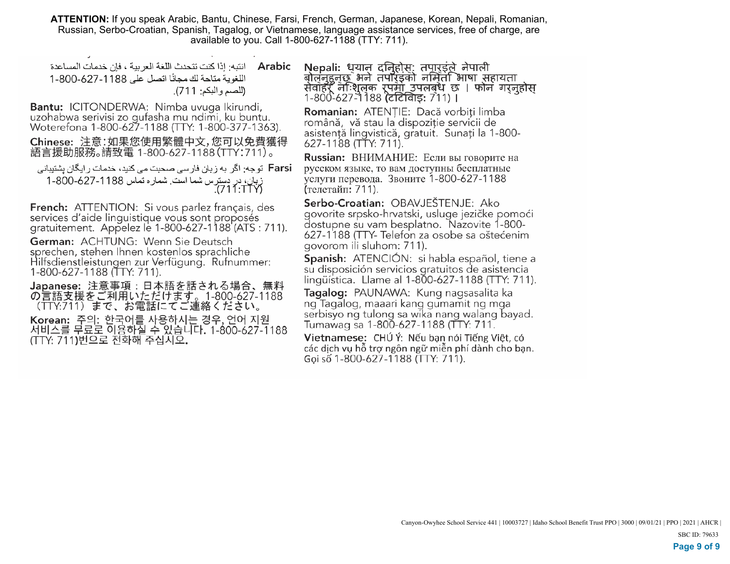**ATTENTION:** If you speak Arabic, Bantu, Chinese, Farsi, French, German, Japanese, Korean, Nepali, Romanian, Russian, Serbo-Croatian, Spanish, Tagalog, or Vietnamese, language assistance services, free of charge, are available to you. Call 1-800-627-1188 (TTY: 711).

**Arabic** انتبه: إذا كنت تتحدث اللغة العربية ، فإن خدمات المساعدة اللغوية متاحة لك مجانًا اتصل على 1188-627-800-1 (للصم والبكم: 711).

**Bantu:** ICITONDERWA: Nimba uvuga Ikirundi, uzohabwa serivisi zo gufasha mu ndimi, ku buntu. Woterefona 1-800-627-1188 (TTY: 1-800-377-1363).

**Chinese:** 注意：如果您使用繁體中文，您可以免費獲得語言援助服務。請致電 1-800-627-1188（TTY：711）。

**Farsi** توجه: اگر به زبان فارسی صحبت می کنید، خدمات رایگان پشتیبانی زبان، در دسترس شما است. شماره تماس 1188-627-800-1 (TTY:711).

**French:** ATTENTION: Si vous parlez français, des services d'aide linguistique vous sont proposés gratuitement. Appelez le 1-800-627-1188 (ATS : 711).

**German:** ACHTUNG: Wenn Sie Deutsch sprechen, stehen Ihnen kostenlos sprachliche Hilfsdienstleistungen zur Verfügung. Rufnummer: 1-800-627-1188 (TTY: 711).

**Japanese:** 注意事項：日本語を話される場合、無料の言語支援をご利用いただけます。1-800-627-1188（TTY:711）まで、お電話にてご連絡ください。

**Korean:** 주의: 한국어를 사용하시는 경우, 언어 지원 서비스를 무료로 이용하실 수 있습니다. 1-800-627-1188 (TTY: 711)번으로 전화해 주십시오.

**Nepali:** ध्यान दिनुहोस्: तपाईंले नेपाली बोल्नुहुन्छ भने तपाईंको निम्ति भाषा सहायता सेवाहरू निःशुल्क रूपमा उपलब्ध छ । फोन गर्नुहोस् 1-800-627-1188 (टिटिवाइ: 711) ।

**Romanian:** ATENȚIE: Dacă vorbiți limba română, vă stau la dispoziție servicii de asistență lingvistică, gratuit. Sunați la 1-800-627-1188 (TTY: 711).

**Russian:** ВНИМАНИЕ: Если вы говорите на русском языке, то вам доступны бесплатные услуги перевода. Звоните 1-800-627-1188 (телетайп: 711).

**Serbo-Croatian:** OBAVJEŠTENJE: Ako govorite srpsko-hrvatski, usluge jezičke pomoći dostupne su vam besplatno. Nazovite 1-800-627-1188 (TTY- Telefon za osobe sa oštećenim govorom ili sluhom: 711).

**Spanish:** ATENCIÓN: si habla español, tiene a su disposición servicios gratuitos de asistencia lingüística. Llame al 1-800-627-1188 (TTY: 711).

**Tagalog:** PAUNAWA: Kung nagsasalita ka ng Tagalog, maaari kang gumamit ng mga serbisyo ng tulong sa wika nang walang bayad. Tumawag sa 1-800-627-1188 (TTY: 711.

**Vietnamese:** CHÚ Ý: Nếu bạn nói Tiếng Việt, có các dịch vụ hỗ trợ ngôn ngữ miễn phí dành cho bạn. Gọi số 1-800-627-1188 (TTY: 711).

Canyon-Owyhee School Service 441 | 10003727 | Idaho School Benefit Trust PPO | 3000 | 09/01/21 | PPO | 2021 | AHCR |

SBC ID: 79633